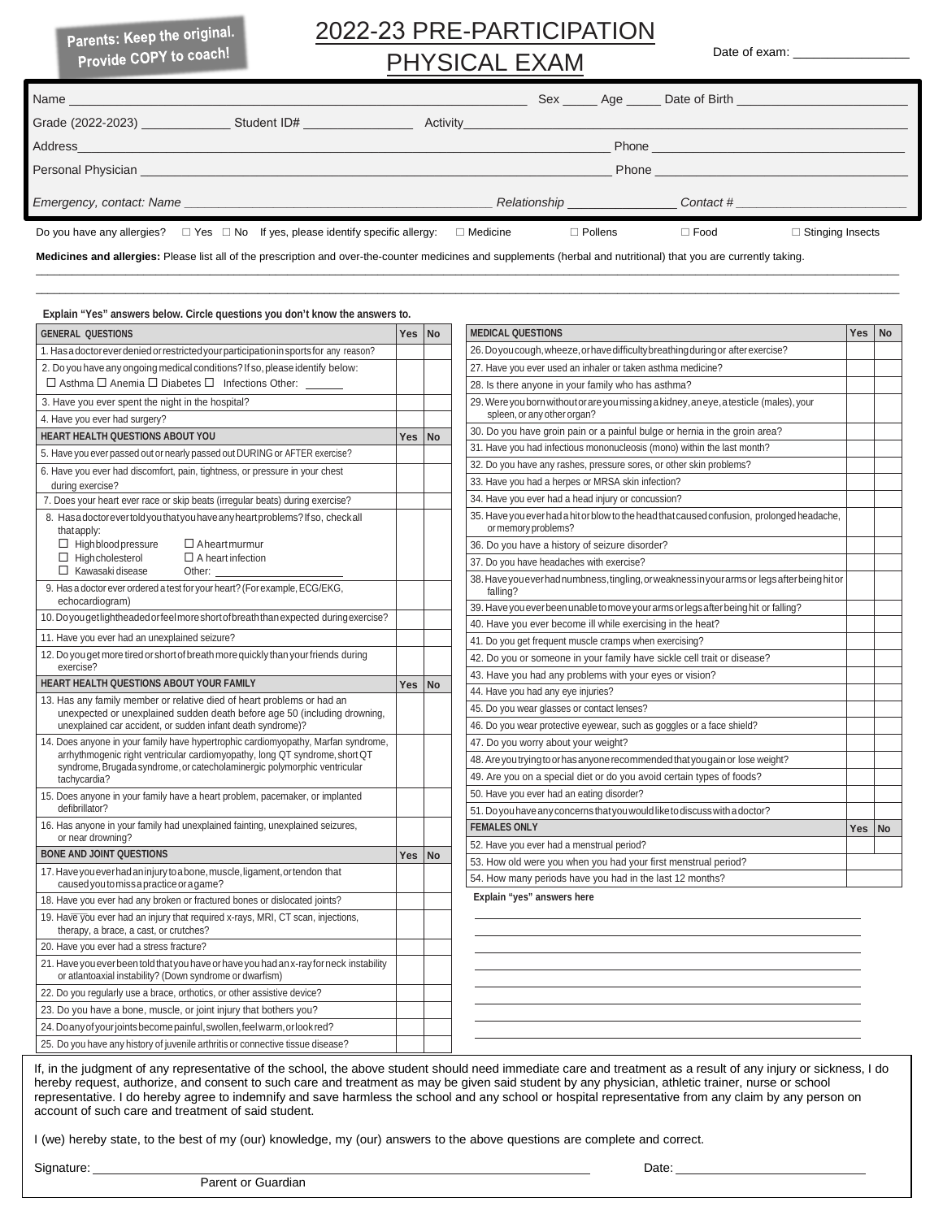**Parents: Keep the original. Provide COPY to coach!**

# 2022-23 PRE-PARTICIPATION PHYSICAL EXAM

Date of exam: ________________

Name ______________________________ Sex _____ Age _____ Date of Birth ______________________

Grade (2022-2023) ____________ Student ID# _______________ Activity ______________________________

Address ______________________________________________ Phone ______________________________

Personal Physician ______________________________________ Phone ______________________________

*Emergency, contact: Name ______________________________ Relationship _______________ Contact # ______________________*

Do you have any allergies? ☐ Yes ☐ No If yes, please identify specific allergy: ☐ Medicine ☐ Pollens ☐ Food ☐ Stinging Insects

**Medicines and allergies:** Please list all of the prescription and over-the-counter medicines and supplements (herbal and nutritional) that you are currently taking.

______________________________________________________________________________________________

______________________________________________________________________________________________

**Explain "Yes" answers below. Circle questions you don't know the answers to.**

| GENERAL QUESTIONS | Yes | No |
|---|---|---|
| 1. Has a doctor ever denied or restricted your participation in sports for any reason? | | |
| 2. Do you have any ongoing medical conditions? If so, please identify below: ☐ Asthma ☐ Anemia ☐ Diabetes ☐ Infections Other: ______ | | |
| 3. Have you ever spent the night in the hospital? | | |
| 4. Have you ever had surgery? | | |
| **HEART HEALTH QUESTIONS ABOUT YOU** | **Yes** | **No** |
| 5. Have you ever passed out or nearly passed out DURING or AFTER exercise? | | |
| 6. Have you ever had discomfort, pain, tightness, or pressure in your chest during exercise? | | |
| 7. Does your heart ever race or skip beats (irregular beats) during exercise? | | |
| 8. Has a doctor ever told you that you have any heart problems? If so, check all that apply: ☐ High blood pressure ☐ A heart murmur ☐ High cholesterol ☐ A heart infection ☐ Kawasaki disease Other: ______________ | | |
| 9. Has a doctor ever ordered a test for your heart? (For example, ECG/EKG, echocardiogram) | | |
| 10. Do you get lightheaded or feel more short of breath than expected during exercise? | | |
| 11. Have you ever had an unexplained seizure? | | |
| 12. Do you get more tired or short of breath more quickly than your friends during exercise? | | |
| **HEART HEALTH QUESTIONS ABOUT YOUR FAMILY** | **Yes** | **No** |
| 13. Has any family member or relative died of heart problems or had an unexpected or unexplained sudden death before age 50 (including drowning, unexplained car accident, or sudden infant death syndrome)? | | |
| 14. Does anyone in your family have hypertrophic cardiomyopathy, Marfan syndrome, arrhythmogenic right ventricular cardiomyopathy, long QT syndrome, short QT syndrome, Brugada syndrome, or catecholaminergic polymorphic ventricular tachycardia? | | |
| 15. Does anyone in your family have a heart problem, pacemaker, or implanted defibrillator? | | |
| 16. Has anyone in your family had unexplained fainting, unexplained seizures, or near drowning? | | |
| **BONE AND JOINT QUESTIONS** | **Yes** | **No** |
| 17. Have you ever had an injury to a bone, muscle, ligament, or tendon that caused you to miss a practice or a game? | | |
| 18. Have you ever had any broken or fractured bones or dislocated joints? | | |
| 19. Have you ever had an injury that required x-rays, MRI, CT scan, injections, therapy, a brace, a cast, or crutches? | | |
| 20. Have you ever had a stress fracture? | | |
| 21. Have you ever been told that you have or have you had an x-ray for neck instability or atlantoaxial instability? (Down syndrome or dwarfism) | | |
| 22. Do you regularly use a brace, orthotics, or other assistive device? | | |
| 23. Do you have a bone, muscle, or joint injury that bothers you? | | |
| 24. Do any of your joints become painful, swollen, feel warm, or look red? | | |
| 25. Do you have any history of juvenile arthritis or connective tissue disease? | | |

| MEDICAL QUESTIONS | Yes | No |
|---|---|---|
| 26. Do you cough, wheeze, or have difficulty breathing during or after exercise? | | |
| 27. Have you ever used an inhaler or taken asthma medicine? | | |
| 28. Is there anyone in your family who has asthma? | | |
| 29. Were you born without or are you missing a kidney, an eye, a testicle (males), your spleen, or any other organ? | | |
| 30. Do you have groin pain or a painful bulge or hernia in the groin area? | | |
| 31. Have you had infectious mononucleosis (mono) within the last month? | | |
| 32. Do you have any rashes, pressure sores, or other skin problems? | | |
| 33. Have you had a herpes or MRSA skin infection? | | |
| 34. Have you ever had a head injury or concussion? | | |
| 35. Have you ever had a hit or blow to the head that caused confusion, prolonged headache, or memory problems? | | |
| 36. Do you have a history of seizure disorder? | | |
| 37. Do you have headaches with exercise? | | |
| 38. Have you ever had numbness, tingling, or weakness in your arms or legs after being hit or falling? | | |
| 39. Have you ever been unable to move your arms or legs after being hit or falling? | | |
| 40. Have you ever become ill while exercising in the heat? | | |
| 41. Do you get frequent muscle cramps when exercising? | | |
| 42. Do you or someone in your family have sickle cell trait or disease? | | |
| 43. Have you had any problems with your eyes or vision? | | |
| 44. Have you had any eye injuries? | | |
| 45. Do you wear glasses or contact lenses? | | |
| 46. Do you wear protective eyewear, such as goggles or a face shield? | | |
| 47. Do you worry about your weight? | | |
| 48. Are you trying to or has anyone recommended that you gain or lose weight? | | |
| 49. Are you on a special diet or do you avoid certain types of foods? | | |
| 50. Have you ever had an eating disorder? | | |
| 51. Do you have any concerns that you would like to discuss with a doctor? | | |
| **FEMALES ONLY** | **Yes** | **No** |
| 52. Have you ever had a menstrual period? | | |
| 53. How old were you when you had your first menstrual period? | | |
| 54. How many periods have you had in the last 12 months? | | |

**Explain "yes" answers here**

______________________________________________

______________________________________________

______________________________________________

______________________________________________

______________________________________________

______________________________________________

______________________________________________

______________________________________________

If, in the judgment of any representative of the school, the above student should need immediate care and treatment as a result of any injury or sickness, I do hereby request, authorize, and consent to such care and treatment as may be given said student by any physician, athletic trainer, nurse or school representative. I do hereby agree to indemnify and save harmless the school and any school or hospital representative from any claim by any person on account of such care and treatment of said student.

I (we) hereby state, to the best of my (our) knowledge, my (our) answers to the above questions are complete and correct.

Signature: ______________________________________________ Date: ______________________

Parent or Guardian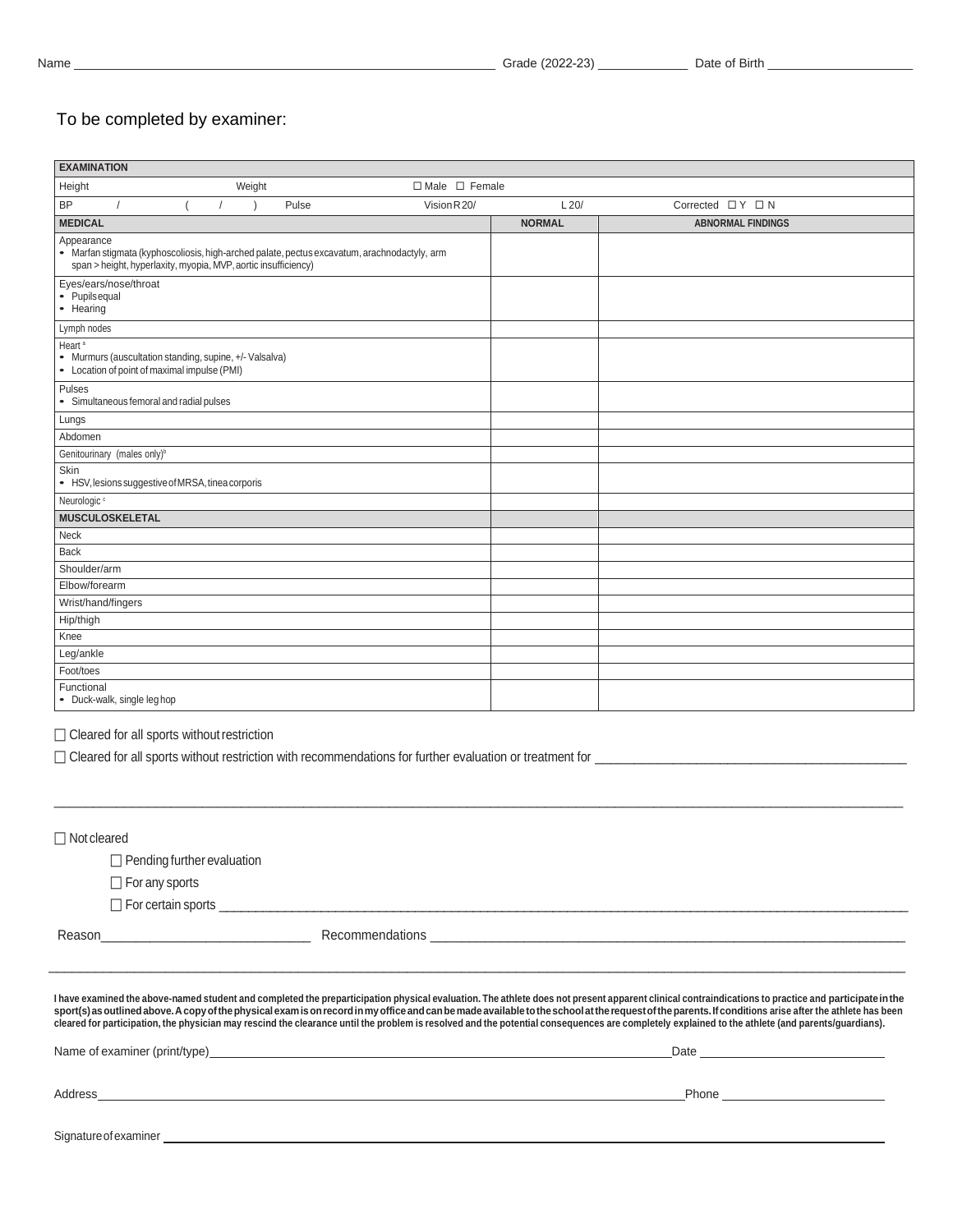Name ______________________ Grade (2022-23) ____________ Date of Birth ____________________

To be completed by examiner:

| EXAMINATION | | | |
|---|---|---|---|
| Height     Weight | ☐ Male ☐ Female | | |
| BP   /   (   /   )   Pulse | Vision R 20/ | L 20/ | Corrected ☐ Y ☐ N |
| **MEDICAL** | **NORMAL** | **ABNORMAL FINDINGS** | |
| Appearance<br>• Marfan stigmata (kyphoscoliosis, high-arched palate, pectus excavatum, arachnodactyly, arm span > height, hyperlaxity, myopia, MVP, aortic insufficiency) | | | |
| Eyes/ears/nose/throat<br>• Pupils equal<br>• Hearing | | | |
| Lymph nodes | | | |
| Heart [a]<br>• Murmurs (auscultation standing, supine, +/- Valsalva)<br>• Location of point of maximal impulse (PMI) | | | |
| Pulses<br>• Simultaneous femoral and radial pulses | | | |
| Lungs | | | |
| Abdomen | | | |
| Genitourinary (males only)[b] | | | |
| Skin<br>• HSV, lesions suggestive of MRSA, tinea corporis | | | |
| Neurologic [c] | | | |
| **MUSCULOSKELETAL** | | | |
| Neck | | | |
| Back | | | |
| Shoulder/arm | | | |
| Elbow/forearm | | | |
| Wrist/hand/fingers | | | |
| Hip/thigh | | | |
| Knee | | | |
| Leg/ankle | | | |
| Foot/toes | | | |
| Functional<br>• Duck-walk, single leg hop | | | |

☐ Cleared for all sports without restriction

☐ Cleared for all sports without restriction with recommendations for further evaluation or treatment for ______________________________

______________________________________________________________________

☐ Not cleared

☐ Pending further evaluation

☐ For any sports

☐ For certain sports ______________________________________________

Reason______________________ Recommendations ______________________________________

______________________________________________________________________

**I have examined the above-named student and completed the preparticipation physical evaluation. The athlete does not present apparent clinical contraindications to practice and participate in the sport(s) as outlined above. A copy of the physical exam is on record in my office and can be made available to the school at the request of the parents. If conditions arise after the athlete has been cleared for participation, the physician may rescind the clearance until the problem is resolved and the potential consequences are completely explained to the athlete (and parents/guardians).**

Name of examiner (print/type)______________________________________ Date ____________________

Address______________________________________________________ Phone ____________________

Signature of examiner ______________________________________________________________